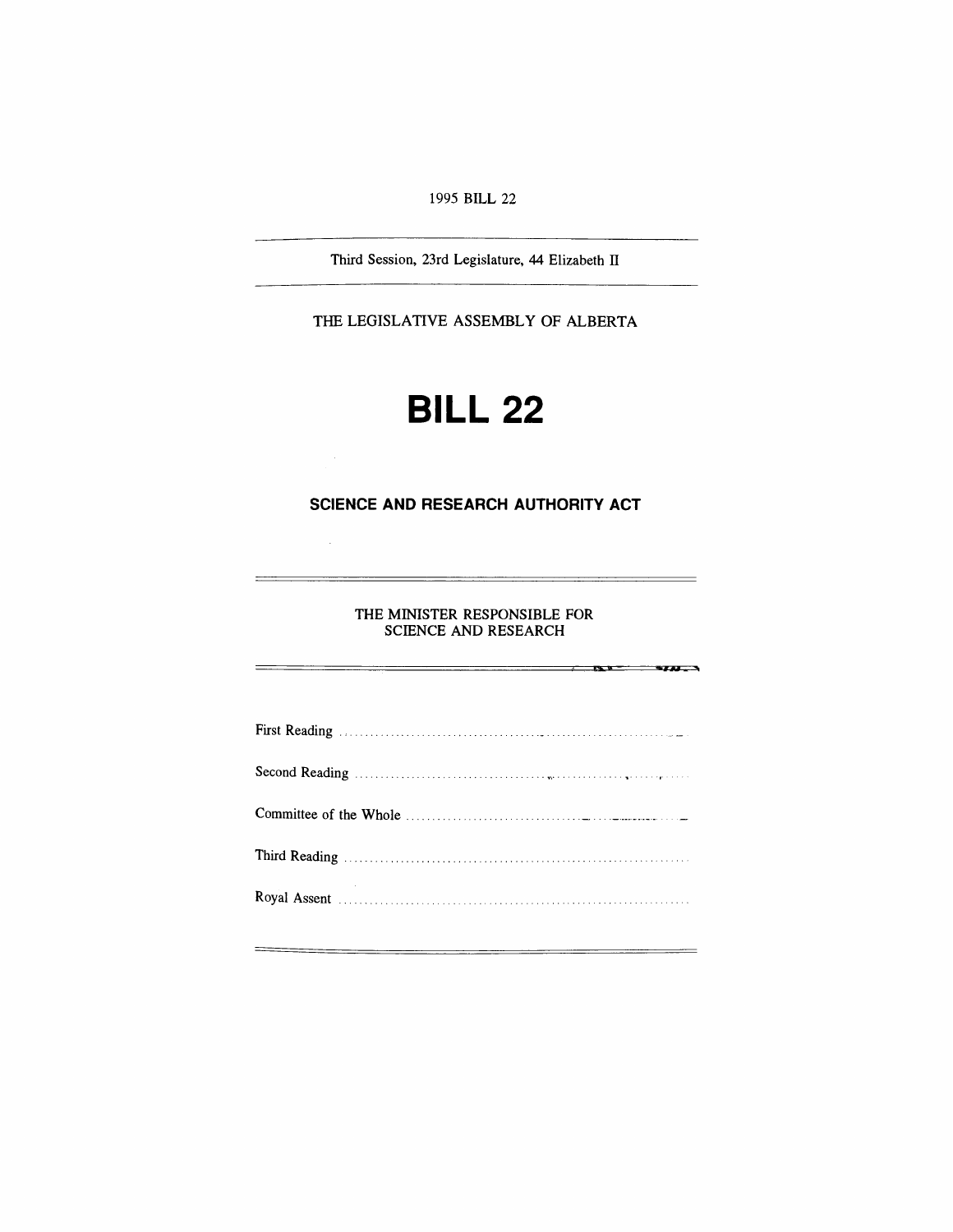1995 BILL 22

Third Session, 23rd Legislature, 44 Elizabeth II

THE LEGISLATIVE ASSEMBLY OF ALBERTA

# BILL 22

## SCIENCE AND RESEARCH AUTHORITY ACT

THE MINISTER RESPONSIBLE FOR SCIENCE AND RESEARCH

First Reading ..........................................................................

Second Reading ..........................................................................

Committee of the Whole ..........................................................................

Third Reading ..........................................................................

Royal Assent ..........................................................................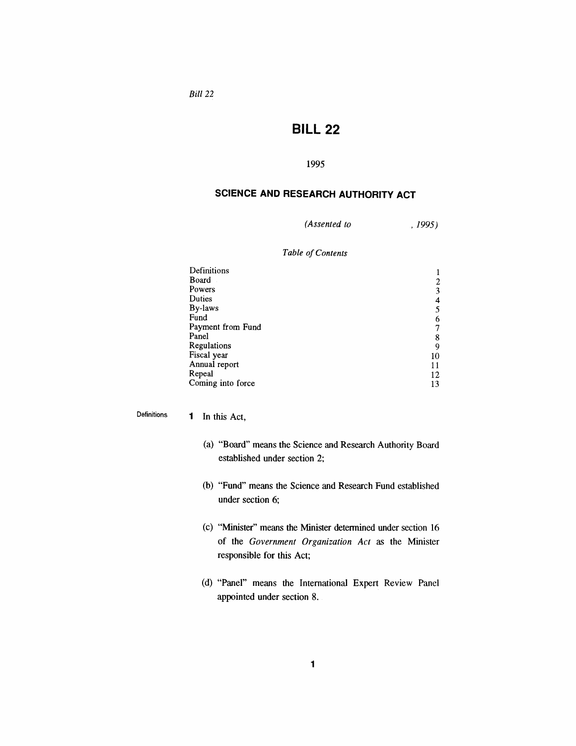*Bill 22*

# BILL 22

1995

## SCIENCE AND RESEARCH AUTHORITY ACT

*(Assented to , 1995)*

*Table of Contents*

| | |
|---|---|
| Definitions | 1 |
| Board | 2 |
| Powers | 3 |
| Duties | 4 |
| By-laws | 5 |
| Fund | 6 |
| Payment from Fund | 7 |
| Panel | 8 |
| Regulations | 9 |
| Fiscal year | 10 |
| Annual report | 11 |
| Repeal | 12 |
| Coming into force | 13 |

Definitions

**1** In this Act,

(a) "Board" means the Science and Research Authority Board established under section 2;

(b) "Fund" means the Science and Research Fund established under section 6;

(c) "Minister" means the Minister determined under section 16 of the *Government Organization Act* as the Minister responsible for this Act;

(d) "Panel" means the International Expert Review Panel appointed under section 8.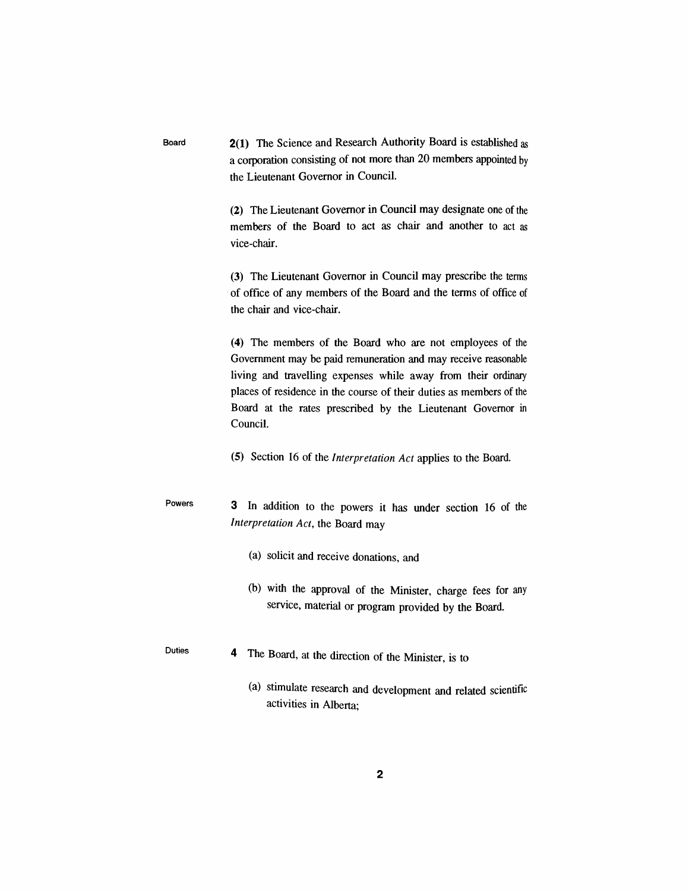**Board**

**2(1)** The Science and Research Authority Board is established as a corporation consisting of not more than 20 members appointed by the Lieutenant Governor in Council.

**(2)** The Lieutenant Governor in Council may designate one of the members of the Board to act as chair and another to act as vice-chair.

**(3)** The Lieutenant Governor in Council may prescribe the terms of office of any members of the Board and the terms of office of the chair and vice-chair.

**(4)** The members of the Board who are not employees of the Government may be paid remuneration and may receive reasonable living and travelling expenses while away from their ordinary places of residence in the course of their duties as members of the Board at the rates prescribed by the Lieutenant Governor in Council.

**(5)** Section 16 of the *Interpretation Act* applies to the Board.

**Powers**

**3** In addition to the powers it has under section 16 of the *Interpretation Act*, the Board may

(a) solicit and receive donations, and

(b) with the approval of the Minister, charge fees for any service, material or program provided by the Board.

**Duties**

**4** The Board, at the direction of the Minister, is to

(a) stimulate research and development and related scientific activities in Alberta;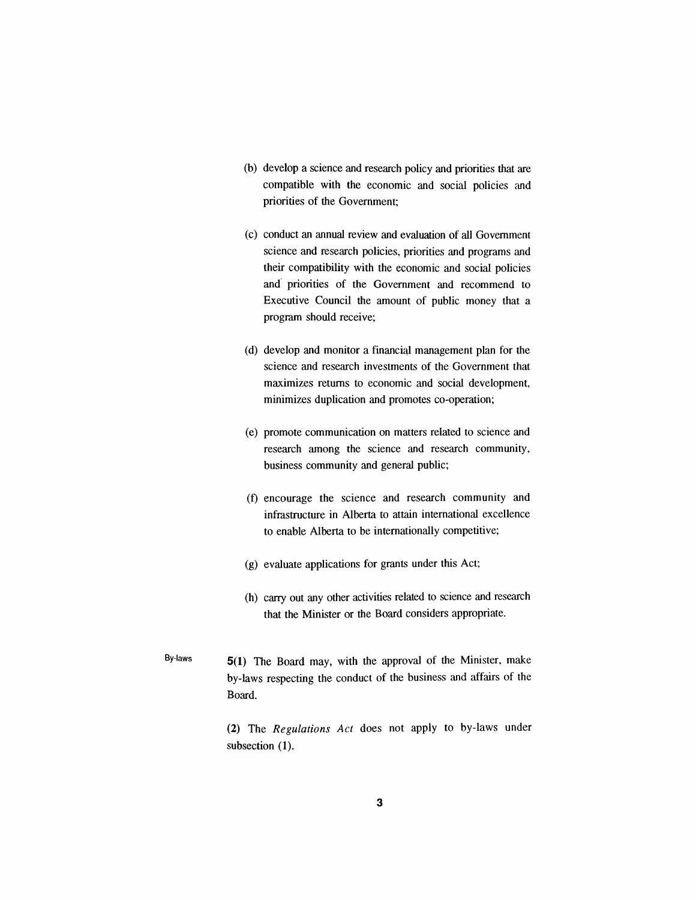(b) develop a science and research policy and priorities that are compatible with the economic and social policies and priorities of the Government;

(c) conduct an annual review and evaluation of all Government science and research policies, priorities and programs and their compatibility with the economic and social policies and priorities of the Government and recommend to Executive Council the amount of public money that a program should receive;

(d) develop and monitor a financial management plan for the science and research investments of the Government that maximizes returns to economic and social development, minimizes duplication and promotes co-operation;

(e) promote communication on matters related to science and research among the science and research community, business community and general public;

(f) encourage the science and research community and infrastructure in Alberta to attain international excellence to enable Alberta to be internationally competitive;

(g) evaluate applications for grants under this Act;

(h) carry out any other activities related to science and research that the Minister or the Board considers appropriate.

By-laws

**5(1)** The Board may, with the approval of the Minister, make by-laws respecting the conduct of the business and affairs of the Board.

**(2)** The *Regulations Act* does not apply to by-laws under subsection (1).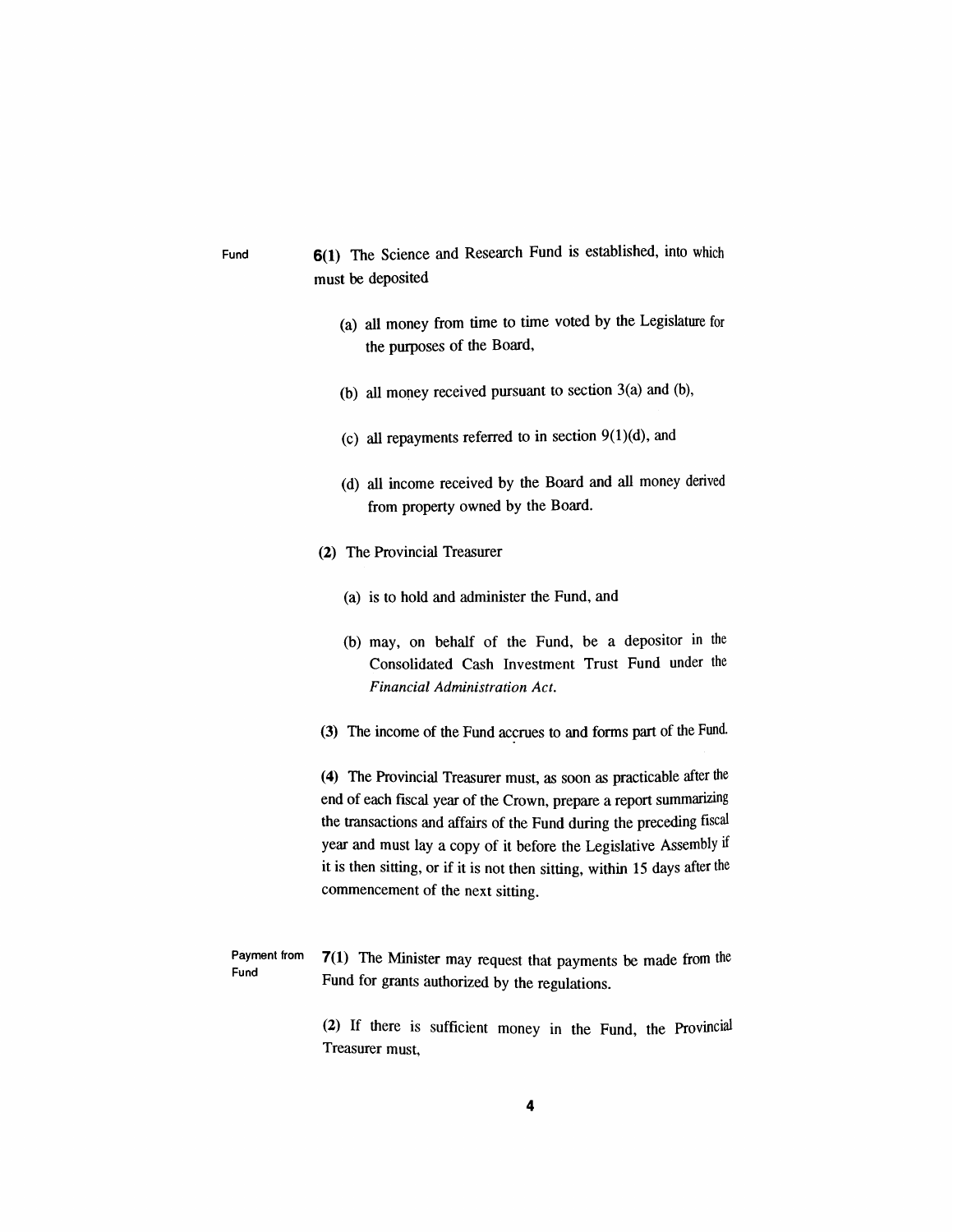**Fund**

**6(1)** The Science and Research Fund is established, into which must be deposited

(a) all money from time to time voted by the Legislature for the purposes of the Board,

(b) all money received pursuant to section 3(a) and (b),

(c) all repayments referred to in section 9(1)(d), and

(d) all income received by the Board and all money derived from property owned by the Board.

**(2)** The Provincial Treasurer

(a) is to hold and administer the Fund, and

(b) may, on behalf of the Fund, be a depositor in the Consolidated Cash Investment Trust Fund under the *Financial Administration Act*.

**(3)** The income of the Fund accrues to and forms part of the Fund.

**(4)** The Provincial Treasurer must, as soon as practicable after the end of each fiscal year of the Crown, prepare a report summarizing the transactions and affairs of the Fund during the preceding fiscal year and must lay a copy of it before the Legislative Assembly if it is then sitting, or if it is not then sitting, within 15 days after the commencement of the next sitting.

**Payment from Fund**

**7(1)** The Minister may request that payments be made from the Fund for grants authorized by the regulations.

**(2)** If there is sufficient money in the Fund, the Provincial Treasurer must,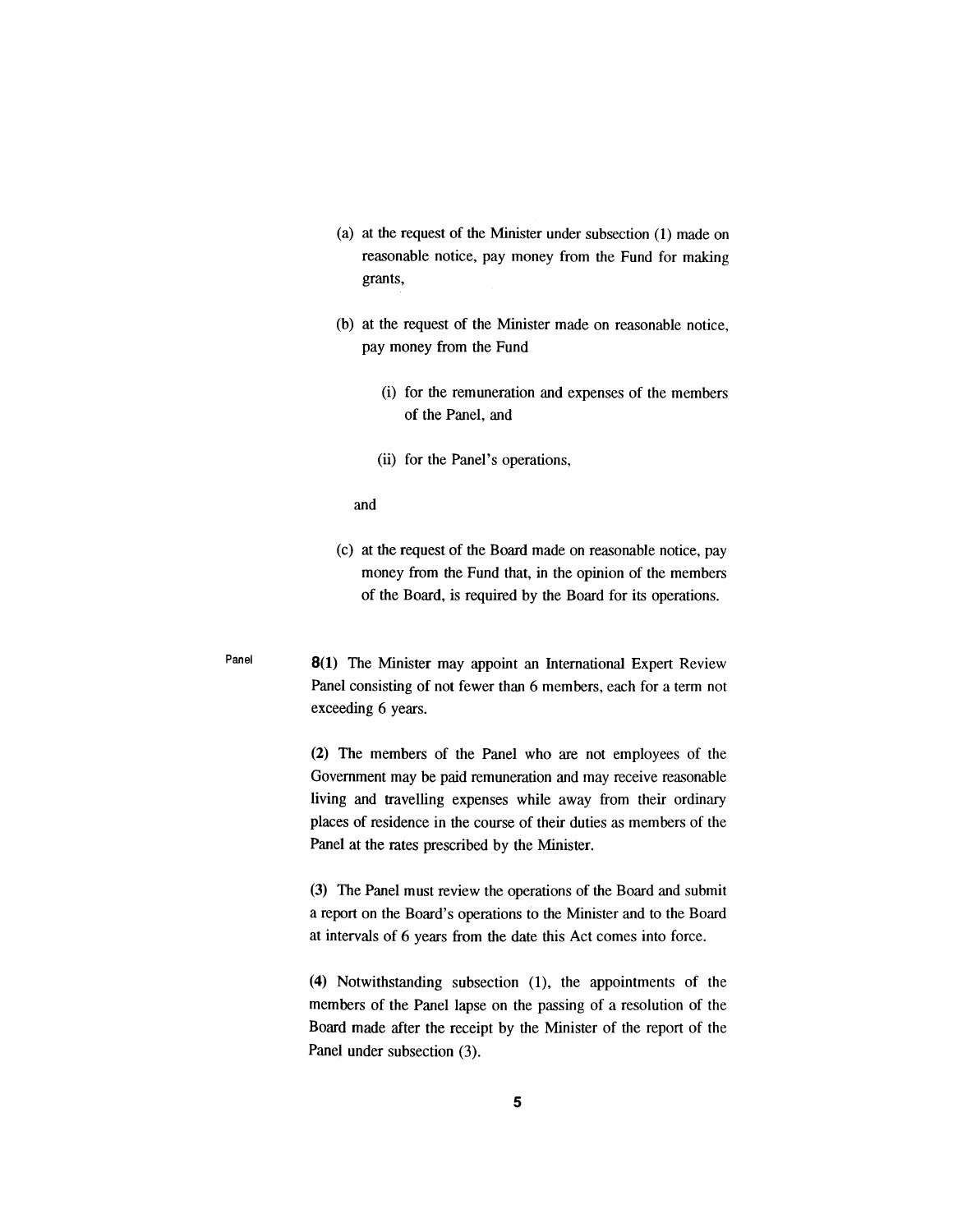(a) at the request of the Minister under subsection (1) made on reasonable notice, pay money from the Fund for making grants,

(b) at the request of the Minister made on reasonable notice, pay money from the Fund

(i) for the remuneration and expenses of the members of the Panel, and

(ii) for the Panel's operations,

and

(c) at the request of the Board made on reasonable notice, pay money from the Fund that, in the opinion of the members of the Board, is required by the Board for its operations.

Panel

**8(1)** The Minister may appoint an International Expert Review Panel consisting of not fewer than 6 members, each for a term not exceeding 6 years.

**(2)** The members of the Panel who are not employees of the Government may be paid remuneration and may receive reasonable living and travelling expenses while away from their ordinary places of residence in the course of their duties as members of the Panel at the rates prescribed by the Minister.

**(3)** The Panel must review the operations of the Board and submit a report on the Board's operations to the Minister and to the Board at intervals of 6 years from the date this Act comes into force.

**(4)** Notwithstanding subsection (1), the appointments of the members of the Panel lapse on the passing of a resolution of the Board made after the receipt by the Minister of the report of the Panel under subsection (3).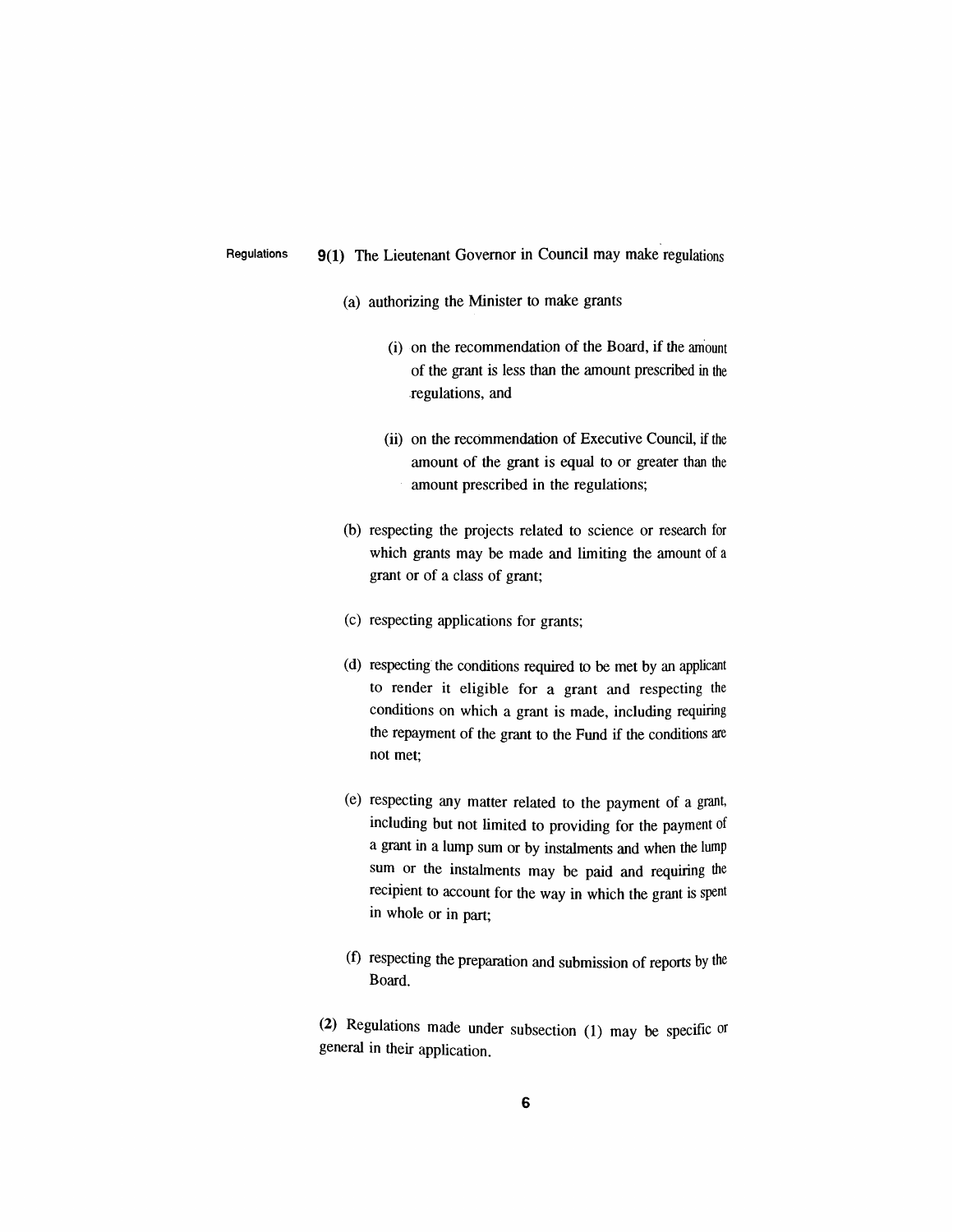Regulations

**9(1)** The Lieutenant Governor in Council may make regulations

(a) authorizing the Minister to make grants

(i) on the recommendation of the Board, if the amount of the grant is less than the amount prescribed in the regulations, and

(ii) on the recommendation of Executive Council, if the amount of the grant is equal to or greater than the amount prescribed in the regulations;

(b) respecting the projects related to science or research for which grants may be made and limiting the amount of a grant or of a class of grant;

(c) respecting applications for grants;

(d) respecting the conditions required to be met by an applicant to render it eligible for a grant and respecting the conditions on which a grant is made, including requiring the repayment of the grant to the Fund if the conditions are not met;

(e) respecting any matter related to the payment of a grant, including but not limited to providing for the payment of a grant in a lump sum or by instalments and when the lump sum or the instalments may be paid and requiring the recipient to account for the way in which the grant is spent in whole or in part;

(f) respecting the preparation and submission of reports by the Board.

**(2)** Regulations made under subsection (1) may be specific or general in their application.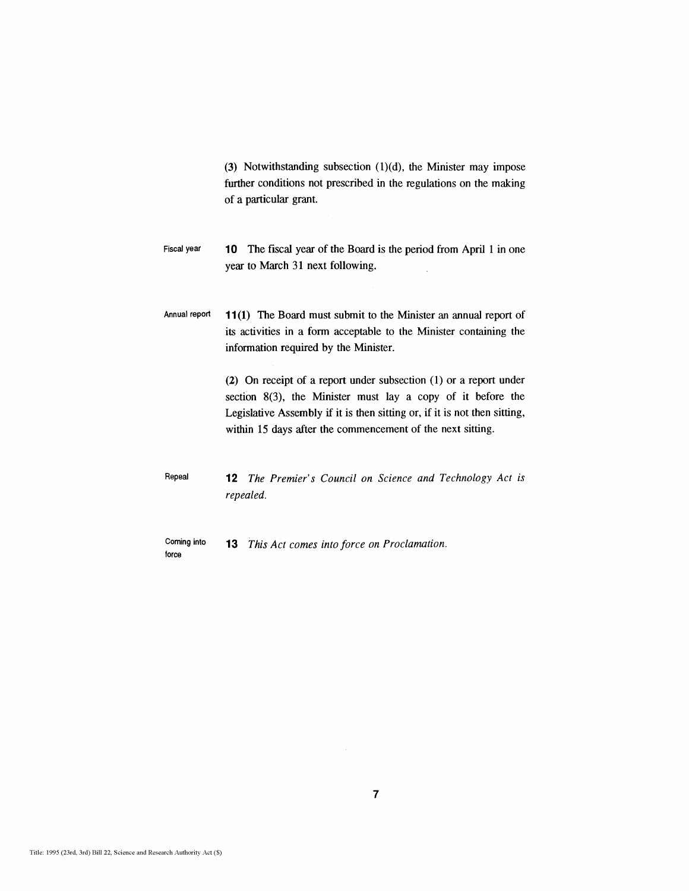(3) Notwithstanding subsection (1)(d), the Minister may impose further conditions not prescribed in the regulations on the making of a particular grant.

Fiscal year

**10** The fiscal year of the Board is the period from April 1 in one year to March 31 next following.

Annual report

**11(1)** The Board must submit to the Minister an annual report of its activities in a form acceptable to the Minister containing the information required by the Minister.

(2) On receipt of a report under subsection (1) or a report under section 8(3), the Minister must lay a copy of it before the Legislative Assembly if it is then sitting or, if it is not then sitting, within 15 days after the commencement of the next sitting.

Repeal

**12** *The Premier's Council on Science and Technology Act is repealed.*

Coming into force

**13** *This Act comes into force on Proclamation.*